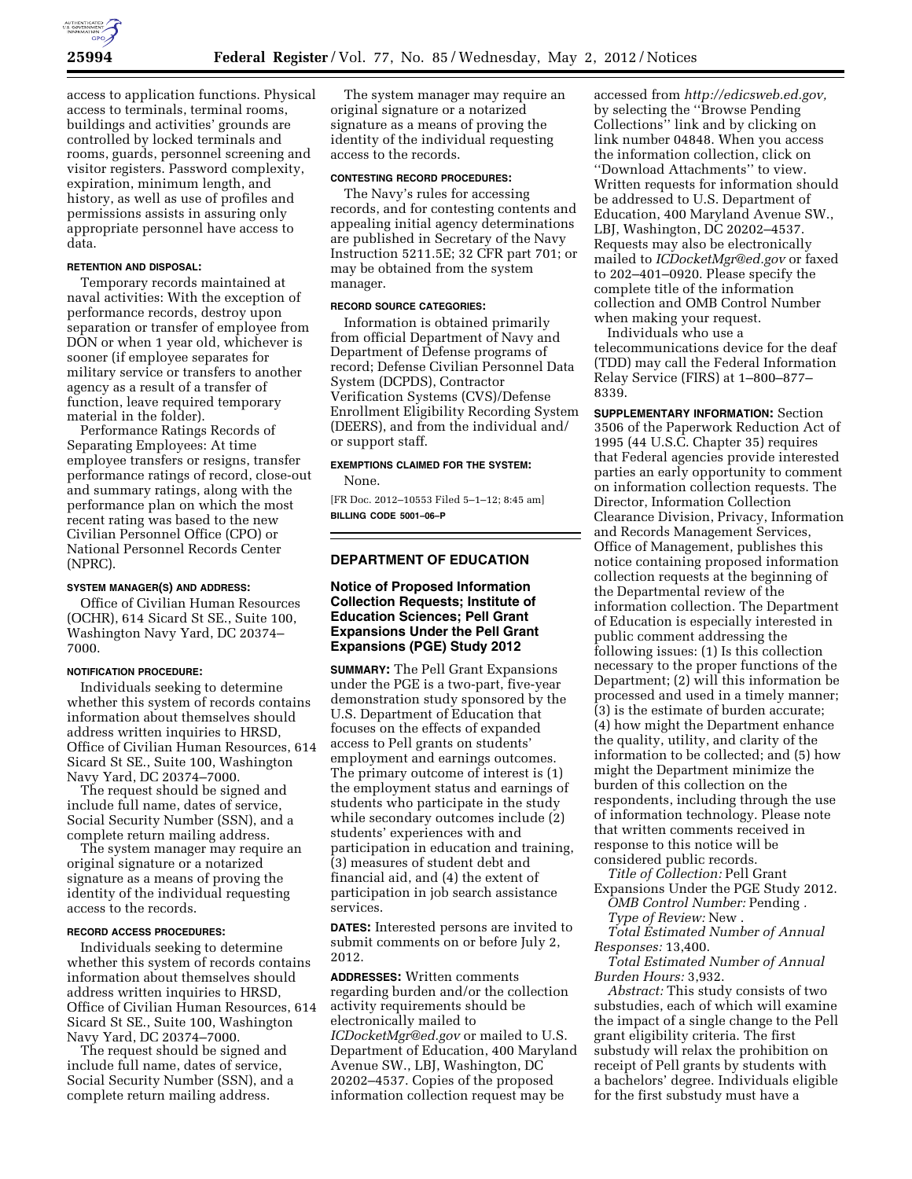access to application functions. Physical access to terminals, terminal rooms, buildings and activities' grounds are controlled by locked terminals and rooms, guards, personnel screening and visitor registers. Password complexity, expiration, minimum length, and history, as well as use of profiles and permissions assists in assuring only appropriate personnel have access to data.

**RETENTION AND DISPOSAL:**

Temporary records maintained at naval activities: With the exception of performance records, destroy upon separation or transfer of employee from DON or when 1 year old, whichever is sooner (if employee separates for military service or transfers to another agency as a result of a transfer of function, leave required temporary material in the folder).

Performance Ratings Records of Separating Employees: At time employee transfers or resigns, transfer performance ratings of record, close-out and summary ratings, along with the performance plan on which the most recent rating was based to the new Civilian Personnel Office (CPO) or National Personnel Records Center (NPRC).

**SYSTEM MANAGER(S) AND ADDRESS:**

Office of Civilian Human Resources (OCHR), 614 Sicard St SE., Suite 100, Washington Navy Yard, DC 20374–7000.

**NOTIFICATION PROCEDURE:**

Individuals seeking to determine whether this system of records contains information about themselves should address written inquiries to HRSD, Office of Civilian Human Resources, 614 Sicard St SE., Suite 100, Washington Navy Yard, DC 20374–7000.

The request should be signed and include full name, dates of service, Social Security Number (SSN), and a complete return mailing address.

The system manager may require an original signature or a notarized signature as a means of proving the identity of the individual requesting access to the records.

**RECORD ACCESS PROCEDURES:**

Individuals seeking to determine whether this system of records contains information about themselves should address written inquiries to HRSD, Office of Civilian Human Resources, 614 Sicard St SE., Suite 100, Washington Navy Yard, DC 20374–7000.

The request should be signed and include full name, dates of service, Social Security Number (SSN), and a complete return mailing address.

The system manager may require an original signature or a notarized signature as a means of proving the identity of the individual requesting access to the records.

**CONTESTING RECORD PROCEDURES:**

The Navy's rules for accessing records, and for contesting contents and appealing initial agency determinations are published in Secretary of the Navy Instruction 5211.5E; 32 CFR part 701; or may be obtained from the system manager.

**RECORD SOURCE CATEGORIES:**

Information is obtained primarily from official Department of Navy and Department of Defense programs of record; Defense Civilian Personnel Data System (DCPDS), Contractor Verification Systems (CVS)/Defense Enrollment Eligibility Recording System (DEERS), and from the individual and/or support staff.

**EXEMPTIONS CLAIMED FOR THE SYSTEM:**

None.

[FR Doc. 2012–10553 Filed 5–1–12; 8:45 am]

**BILLING CODE 5001–06–P**

## DEPARTMENT OF EDUCATION

### Notice of Proposed Information Collection Requests; Institute of Education Sciences; Pell Grant Expansions Under the Pell Grant Expansions (PGE) Study 2012

**SUMMARY:** The Pell Grant Expansions under the PGE is a two-part, five-year demonstration study sponsored by the U.S. Department of Education that focuses on the effects of expanded access to Pell grants on students' employment and earnings outcomes. The primary outcome of interest is (1) the employment status and earnings of students who participate in the study while secondary outcomes include (2) students' experiences with and participation in education and training, (3) measures of student debt and financial aid, and (4) the extent of participation in job search assistance services.

**DATES:** Interested persons are invited to submit comments on or before July 2, 2012.

**ADDRESSES:** Written comments regarding burden and/or the collection activity requirements should be electronically mailed to *ICDocketMgr@ed.gov* or mailed to U.S. Department of Education, 400 Maryland Avenue SW., LBJ, Washington, DC 20202–4537. Copies of the proposed information collection request may be accessed from *http://edicsweb.ed.gov,* by selecting the ''Browse Pending Collections'' link and by clicking on link number 04848. When you access the information collection, click on ''Download Attachments'' to view. Written requests for information should be addressed to U.S. Department of Education, 400 Maryland Avenue SW., LBJ, Washington, DC 20202–4537. Requests may also be electronically mailed to *ICDocketMgr@ed.gov* or faxed to 202–401–0920. Please specify the complete title of the information collection and OMB Control Number when making your request.

Individuals who use a telecommunications device for the deaf (TDD) may call the Federal Information Relay Service (FIRS) at 1–800–877–8339.

**SUPPLEMENTARY INFORMATION:** Section 3506 of the Paperwork Reduction Act of 1995 (44 U.S.C. Chapter 35) requires that Federal agencies provide interested parties an early opportunity to comment on information collection requests. The Director, Information Collection Clearance Division, Privacy, Information and Records Management Services, Office of Management, publishes this notice containing proposed information collection requests at the beginning of the Departmental review of the information collection. The Department of Education is especially interested in public comment addressing the following issues: (1) Is this collection necessary to the proper functions of the Department; (2) will this information be processed and used in a timely manner; (3) is the estimate of burden accurate; (4) how might the Department enhance the quality, utility, and clarity of the information to be collected; and (5) how might the Department minimize the burden of this collection on the respondents, including through the use of information technology. Please note that written comments received in response to this notice will be considered public records.

*Title of Collection:* Pell Grant Expansions Under the PGE Study 2012.

*OMB Control Number:* Pending .

*Type of Review:* New .

*Total Estimated Number of Annual Responses:* 13,400.

*Total Estimated Number of Annual Burden Hours:* 3,932.

*Abstract:* This study consists of two substudies, each of which will examine the impact of a single change to the Pell grant eligibility criteria. The first substudy will relax the prohibition on receipt of Pell grants by students with a bachelors' degree. Individuals eligible for the first substudy must have a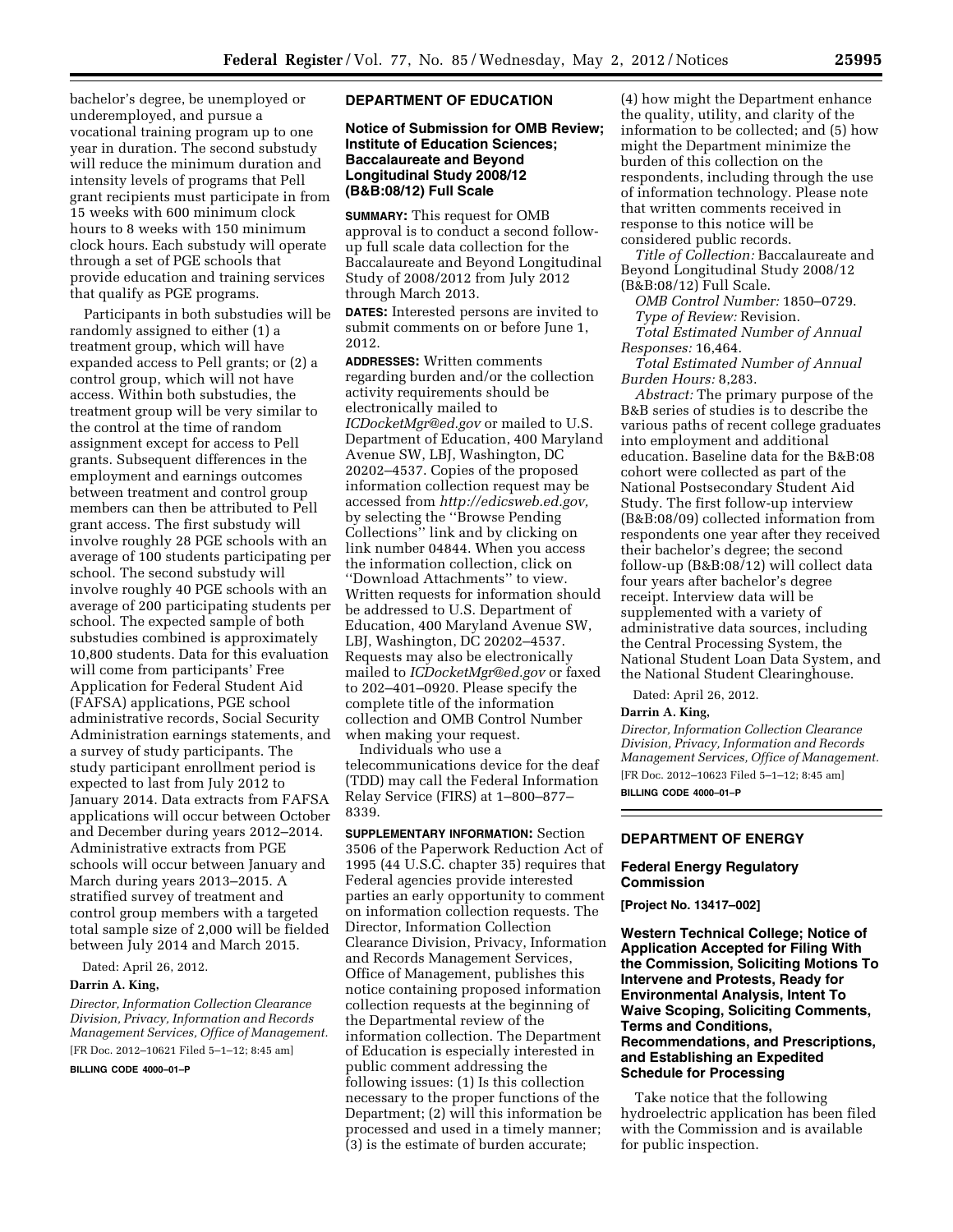bachelor's degree, be unemployed or underemployed, and pursue a vocational training program up to one year in duration. The second substudy will reduce the minimum duration and intensity levels of programs that Pell grant recipients must participate in from 15 weeks with 600 minimum clock hours to 8 weeks with 150 minimum clock hours. Each substudy will operate through a set of PGE schools that provide education and training services that qualify as PGE programs.

Participants in both substudies will be randomly assigned to either (1) a treatment group, which will have expanded access to Pell grants; or (2) a control group, which will not have access. Within both substudies, the treatment group will be very similar to the control at the time of random assignment except for access to Pell grants. Subsequent differences in the employment and earnings outcomes between treatment and control group members can then be attributed to Pell grant access. The first substudy will involve roughly 28 PGE schools with an average of 100 students participating per school. The second substudy will involve roughly 40 PGE schools with an average of 200 participating students per school. The expected sample of both substudies combined is approximately 10,800 students. Data for this evaluation will come from participants' Free Application for Federal Student Aid (FAFSA) applications, PGE school administrative records, Social Security Administration earnings statements, and a survey of study participants. The study participant enrollment period is expected to last from July 2012 to January 2014. Data extracts from FAFSA applications will occur between October and December during years 2012–2014. Administrative extracts from PGE schools will occur between January and March during years 2013–2015. A stratified survey of treatment and control group members with a targeted total sample size of 2,000 will be fielded between July 2014 and March 2015.

Dated: April 26, 2012.

**Darrin A. King,**

*Director, Information Collection Clearance Division, Privacy, Information and Records Management Services, Office of Management.*

[FR Doc. 2012–10621 Filed 5–1–12; 8:45 am]

**BILLING CODE 4000–01–P**

## DEPARTMENT OF EDUCATION

### Notice of Submission for OMB Review; Institute of Education Sciences; Baccalaureate and Beyond Longitudinal Study 2008/12 (B&B:08/12) Full Scale

**SUMMARY:** This request for OMB approval is to conduct a second follow-up full scale data collection for the Baccalaureate and Beyond Longitudinal Study of 2008/2012 from July 2012 through March 2013.

**DATES:** Interested persons are invited to submit comments on or before June 1, 2012.

**ADDRESSES:** Written comments regarding burden and/or the collection activity requirements should be electronically mailed to *ICDocketMgr@ed.gov* or mailed to U.S. Department of Education, 400 Maryland Avenue SW, LBJ, Washington, DC 20202–4537. Copies of the proposed information collection request may be accessed from *http://edicsweb.ed.gov,* by selecting the ''Browse Pending Collections'' link and by clicking on link number 04844. When you access the information collection, click on ''Download Attachments'' to view. Written requests for information should be addressed to U.S. Department of Education, 400 Maryland Avenue SW, LBJ, Washington, DC 20202–4537. Requests may also be electronically mailed to *ICDocketMgr@ed.gov* or faxed to 202–401–0920. Please specify the complete title of the information collection and OMB Control Number when making your request.

Individuals who use a telecommunications device for the deaf (TDD) may call the Federal Information Relay Service (FIRS) at 1–800–877–8339.

**SUPPLEMENTARY INFORMATION:** Section 3506 of the Paperwork Reduction Act of 1995 (44 U.S.C. chapter 35) requires that Federal agencies provide interested parties an early opportunity to comment on information collection requests. The Director, Information Collection Clearance Division, Privacy, Information and Records Management Services, Office of Management, publishes this notice containing proposed information collection requests at the beginning of the Departmental review of the information collection. The Department of Education is especially interested in public comment addressing the following issues: (1) Is this collection necessary to the proper functions of the Department; (2) will this information be processed and used in a timely manner; (3) is the estimate of burden accurate; (4) how might the Department enhance the quality, utility, and clarity of the information to be collected; and (5) how might the Department minimize the burden of this collection on the respondents, including through the use of information technology. Please note that written comments received in response to this notice will be considered public records.

*Title of Collection:* Baccalaureate and Beyond Longitudinal Study 2008/12 (B&B:08/12) Full Scale.

*OMB Control Number:* 1850–0729.

*Type of Review:* Revision.

*Total Estimated Number of Annual Responses:* 16,464.

*Total Estimated Number of Annual Burden Hours:* 8,283.

*Abstract:* The primary purpose of the B&B series of studies is to describe the various paths of recent college graduates into employment and additional education. Baseline data for the B&B:08 cohort were collected as part of the National Postsecondary Student Aid Study. The first follow-up interview (B&B:08/09) collected information from respondents one year after they received their bachelor's degree; the second follow-up (B&B:08/12) will collect data four years after bachelor's degree receipt. Interview data will be supplemented with a variety of administrative data sources, including the Central Processing System, the National Student Loan Data System, and the National Student Clearinghouse.

Dated: April 26, 2012.

**Darrin A. King,**

*Director, Information Collection Clearance Division, Privacy, Information and Records Management Services, Office of Management.*

[FR Doc. 2012–10623 Filed 5–1–12; 8:45 am]

**BILLING CODE 4000–01–P**

## DEPARTMENT OF ENERGY

### Federal Energy Regulatory Commission

**[Project No. 13417–002]**

### Western Technical College; Notice of Application Accepted for Filing With the Commission, Soliciting Motions To Intervene and Protests, Ready for Environmental Analysis, Intent To Waive Scoping, Soliciting Comments, Terms and Conditions, Recommendations, and Prescriptions, and Establishing an Expedited Schedule for Processing

Take notice that the following hydroelectric application has been filed with the Commission and is available for public inspection.